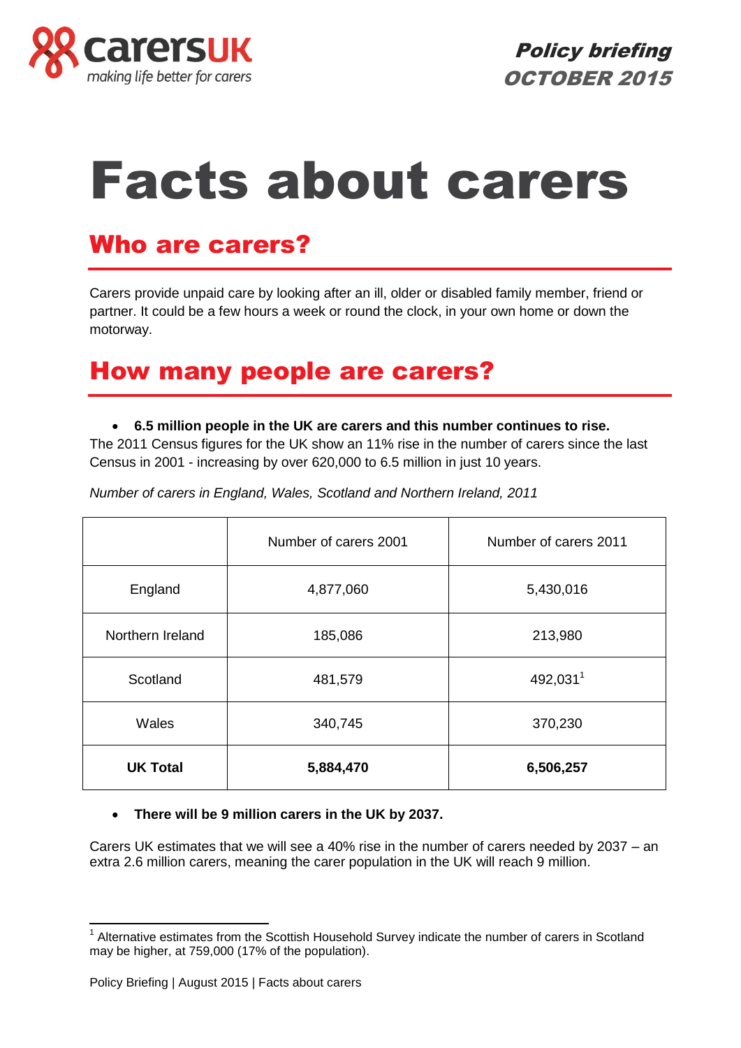carersUK
making life better for carers

Policy briefing
OCTOBER 2015

# Facts about carers

## Who are carers?

Carers provide unpaid care by looking after an ill, older or disabled family member, friend or partner. It could be a few hours a week or round the clock, in your own home or down the motorway.

## How many people are carers?

- **6.5 million people in the UK are carers and this number continues to rise.**

The 2011 Census figures for the UK show an 11% rise in the number of carers since the last Census in 2001 - increasing by over 620,000 to 6.5 million in just 10 years.

*Number of carers in England, Wales, Scotland and Northern Ireland, 2011*

| | Number of carers 2001 | Number of carers 2011 |
|---|---|---|
| England | 4,877,060 | 5,430,016 |
| Northern Ireland | 185,086 | 213,980 |
| Scotland | 481,579 | 492,031[1] |
| Wales | 340,745 | 370,230 |
| **UK Total** | **5,884,470** | **6,506,257** |

- **There will be 9 million carers in the UK by 2037.**

Carers UK estimates that we will see a 40% rise in the number of carers needed by 2037 – an extra 2.6 million carers, meaning the carer population in the UK will reach 9 million.

[1] Alternative estimates from the Scottish Household Survey indicate the number of carers in Scotland may be higher, at 759,000 (17% of the population).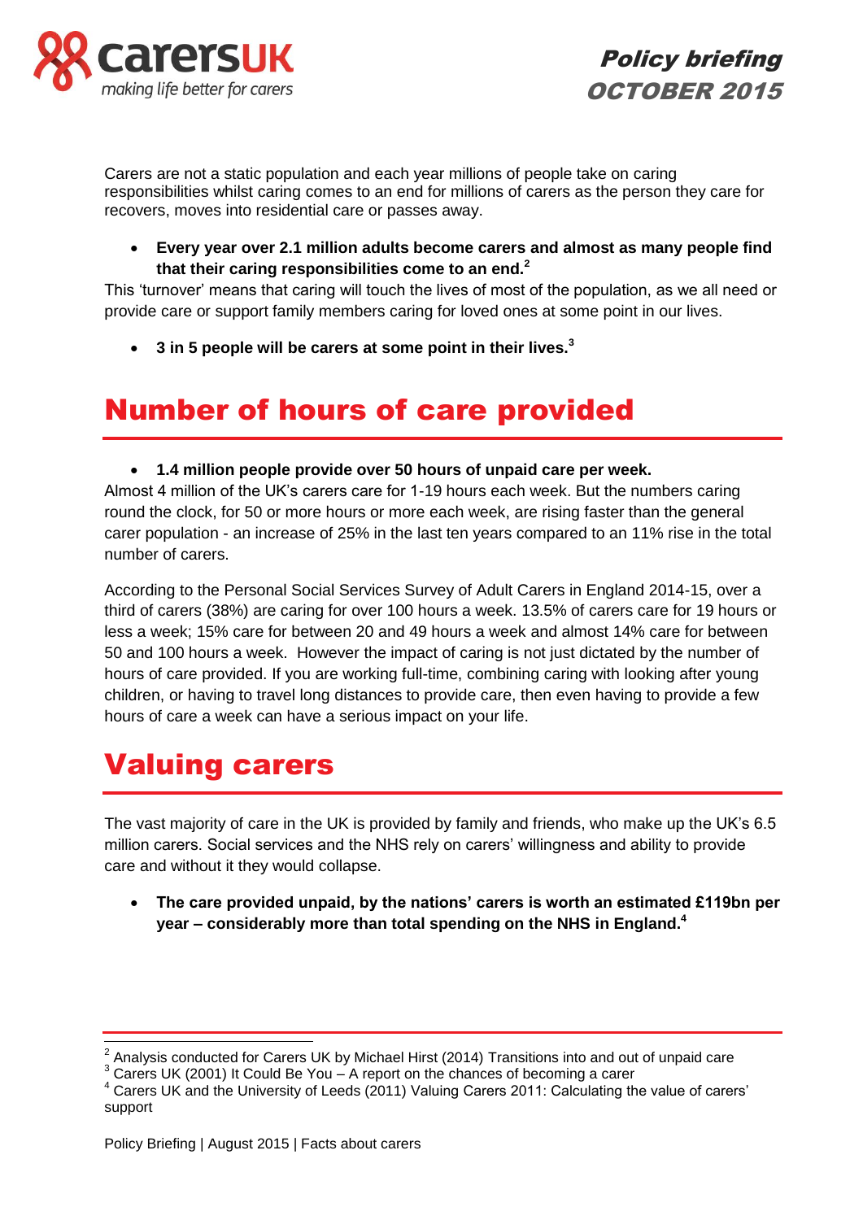Carers are not a static population and each year millions of people take on caring responsibilities whilst caring comes to an end for millions of carers as the person they care for recovers, moves into residential care or passes away.

- **Every year over 2.1 million adults become carers and almost as many people find that their caring responsibilities come to an end.[2]**

This 'turnover' means that caring will touch the lives of most of the population, as we all need or provide care or support family members caring for loved ones at some point in our lives.

- **3 in 5 people will be carers at some point in their lives.[3]**

## Number of hours of care provided

- **1.4 million people provide over 50 hours of unpaid care per week.**

Almost 4 million of the UK's carers care for 1-19 hours each week. But the numbers caring round the clock, for 50 or more hours or more each week, are rising faster than the general carer population - an increase of 25% in the last ten years compared to an 11% rise in the total number of carers.

According to the Personal Social Services Survey of Adult Carers in England 2014-15, over a third of carers (38%) are caring for over 100 hours a week. 13.5% of carers care for 19 hours or less a week; 15% care for between 20 and 49 hours a week and almost 14% care for between 50 and 100 hours a week. However the impact of caring is not just dictated by the number of hours of care provided. If you are working full-time, combining caring with looking after young children, or having to travel long distances to provide care, then even having to provide a few hours of care a week can have a serious impact on your life.

## Valuing carers

The vast majority of care in the UK is provided by family and friends, who make up the UK's 6.5 million carers. Social services and the NHS rely on carers' willingness and ability to provide care and without it they would collapse.

- **The care provided unpaid, by the nations' carers is worth an estimated £119bn per year – considerably more than total spending on the NHS in England.[4]**

---

[2] Analysis conducted for Carers UK by Michael Hirst (2014) Transitions into and out of unpaid care
[3] Carers UK (2001) It Could Be You – A report on the chances of becoming a carer
[4] Carers UK and the University of Leeds (2011) Valuing Carers 2011: Calculating the value of carers' support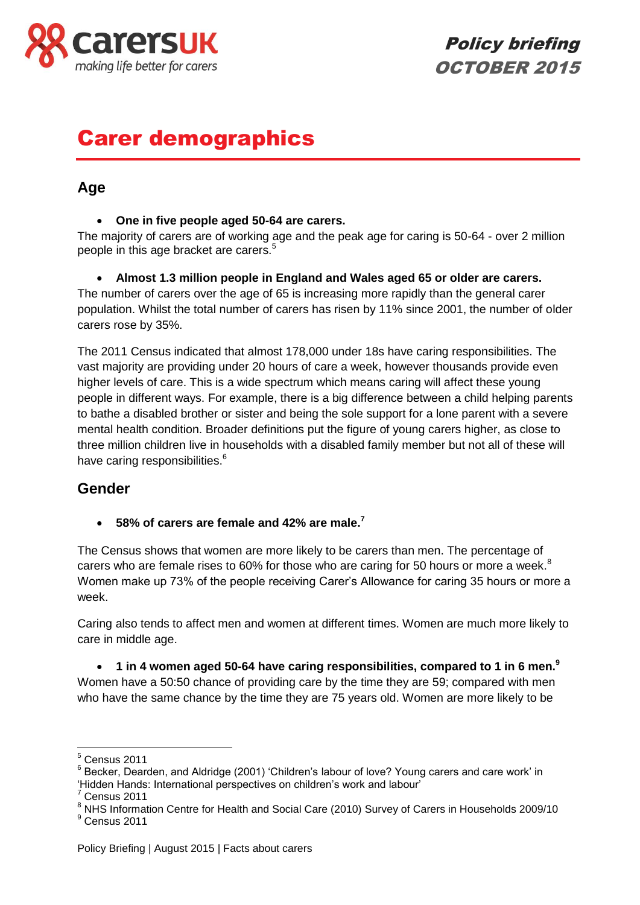# Carer demographics

## Age

- **One in five people aged 50-64 are carers.**

The majority of carers are of working age and the peak age for caring is 50-64 - over 2 million people in this age bracket are carers.[5]

- **Almost 1.3 million people in England and Wales aged 65 or older are carers.**

The number of carers over the age of 65 is increasing more rapidly than the general carer population. Whilst the total number of carers has risen by 11% since 2001, the number of older carers rose by 35%.

The 2011 Census indicated that almost 178,000 under 18s have caring responsibilities. The vast majority are providing under 20 hours of care a week, however thousands provide even higher levels of care. This is a wide spectrum which means caring will affect these young people in different ways. For example, there is a big difference between a child helping parents to bathe a disabled brother or sister and being the sole support for a lone parent with a severe mental health condition. Broader definitions put the figure of young carers higher, as close to three million children live in households with a disabled family member but not all of these will have caring responsibilities.[6]

## Gender

- **58% of carers are female and 42% are male.[7]**

The Census shows that women are more likely to be carers than men. The percentage of carers who are female rises to 60% for those who are caring for 50 hours or more a week.[8] Women make up 73% of the people receiving Carer's Allowance for caring 35 hours or more a week.

Caring also tends to affect men and women at different times. Women are much more likely to care in middle age.

- **1 in 4 women aged 50-64 have caring responsibilities, compared to 1 in 6 men.[9]**

Women have a 50:50 chance of providing care by the time they are 59; compared with men who have the same chance by the time they are 75 years old. Women are more likely to be

---

[5] Census 2011

[6] Becker, Dearden, and Aldridge (2001) 'Children's labour of love? Young carers and care work' in 'Hidden Hands: International perspectives on children's work and labour'

[7] Census 2011

[8] NHS Information Centre for Health and Social Care (2010) Survey of Carers in Households 2009/10

[9] Census 2011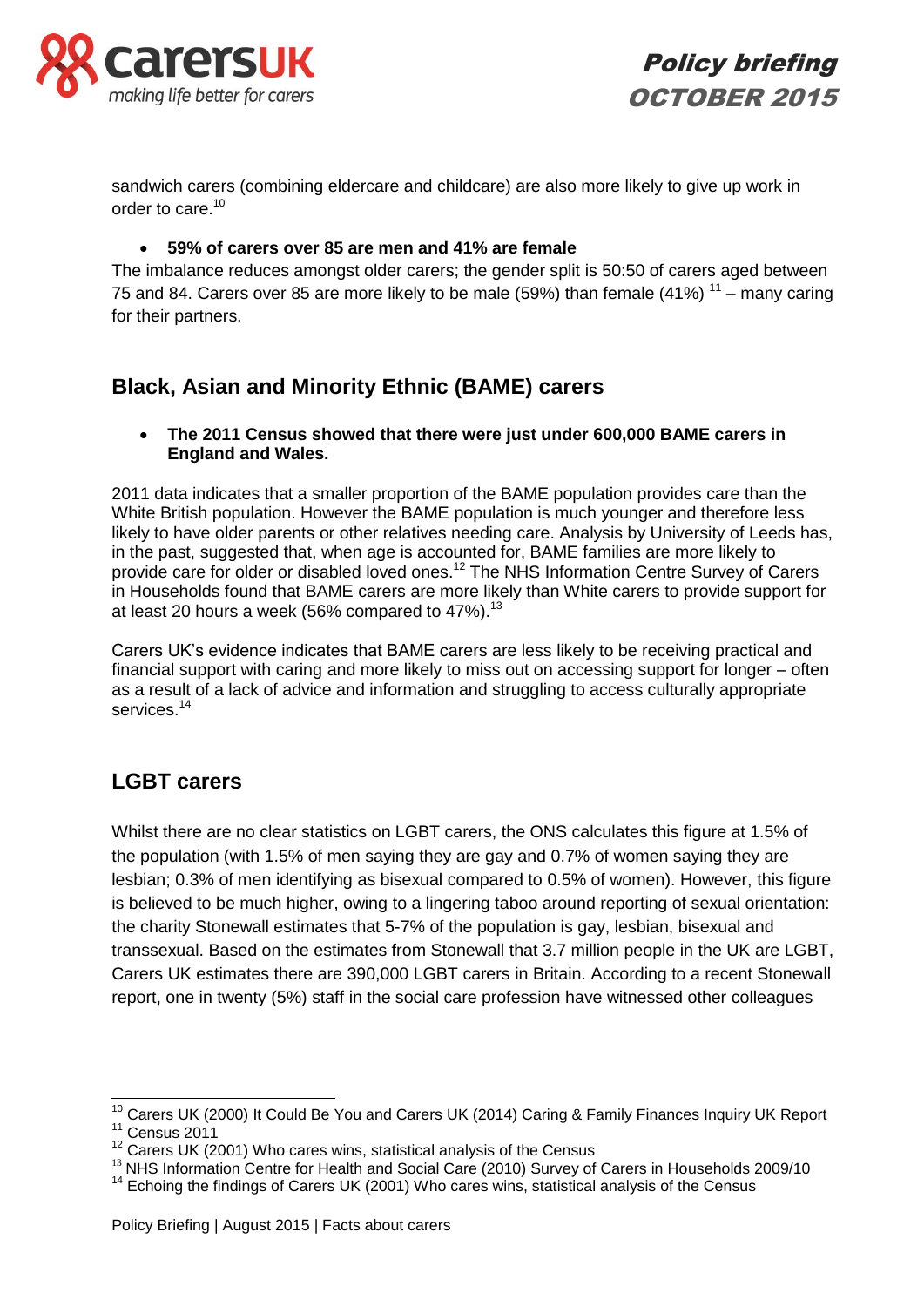sandwich carers (combining eldercare and childcare) are also more likely to give up work in order to care.[10]

- **59% of carers over 85 are men and 41% are female**

The imbalance reduces amongst older carers; the gender split is 50:50 of carers aged between 75 and 84. Carers over 85 are more likely to be male (59%) than female (41%) [11] – many caring for their partners.

## Black, Asian and Minority Ethnic (BAME) carers

- **The 2011 Census showed that there were just under 600,000 BAME carers in England and Wales.**

2011 data indicates that a smaller proportion of the BAME population provides care than the White British population. However the BAME population is much younger and therefore less likely to have older parents or other relatives needing care. Analysis by University of Leeds has, in the past, suggested that, when age is accounted for, BAME families are more likely to provide care for older or disabled loved ones.[12] The NHS Information Centre Survey of Carers in Households found that BAME carers are more likely than White carers to provide support for at least 20 hours a week (56% compared to 47%).[13]

Carers UK's evidence indicates that BAME carers are less likely to be receiving practical and financial support with caring and more likely to miss out on accessing support for longer – often as a result of a lack of advice and information and struggling to access culturally appropriate services.[14]

## LGBT carers

Whilst there are no clear statistics on LGBT carers, the ONS calculates this figure at 1.5% of the population (with 1.5% of men saying they are gay and 0.7% of women saying they are lesbian; 0.3% of men identifying as bisexual compared to 0.5% of women). However, this figure is believed to be much higher, owing to a lingering taboo around reporting of sexual orientation: the charity Stonewall estimates that 5-7% of the population is gay, lesbian, bisexual and transsexual. Based on the estimates from Stonewall that 3.7 million people in the UK are LGBT, Carers UK estimates there are 390,000 LGBT carers in Britain. According to a recent Stonewall report, one in twenty (5%) staff in the social care profession have witnessed other colleagues

---

[10] Carers UK (2000) It Could Be You and Carers UK (2014) Caring & Family Finances Inquiry UK Report

[11] Census 2011

[12] Carers UK (2001) Who cares wins, statistical analysis of the Census

[13] NHS Information Centre for Health and Social Care (2010) Survey of Carers in Households 2009/10

[14] Echoing the findings of Carers UK (2001) Who cares wins, statistical analysis of the Census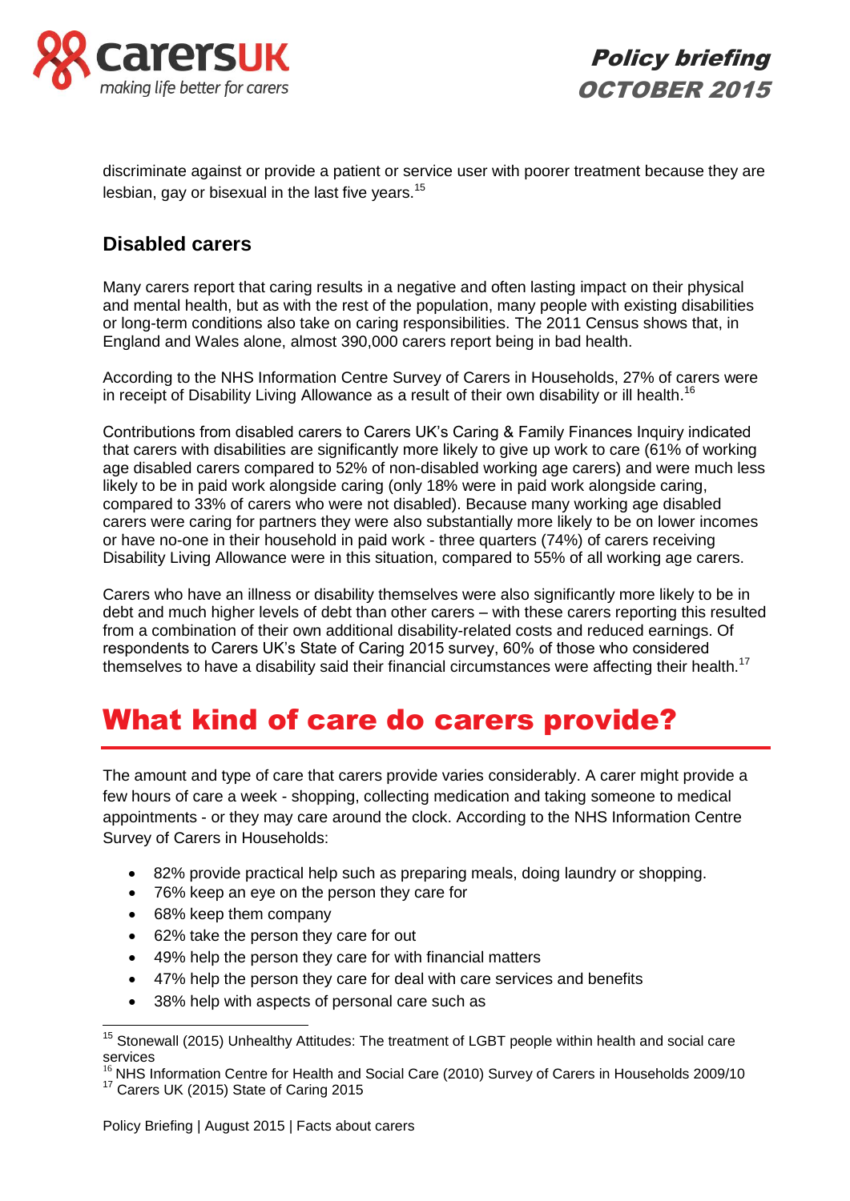discriminate against or provide a patient or service user with poorer treatment because they are lesbian, gay or bisexual in the last five years.[15]

### Disabled carers

Many carers report that caring results in a negative and often lasting impact on their physical and mental health, but as with the rest of the population, many people with existing disabilities or long-term conditions also take on caring responsibilities. The 2011 Census shows that, in England and Wales alone, almost 390,000 carers report being in bad health.

According to the NHS Information Centre Survey of Carers in Households, 27% of carers were in receipt of Disability Living Allowance as a result of their own disability or ill health.[16]

Contributions from disabled carers to Carers UK's Caring & Family Finances Inquiry indicated that carers with disabilities are significantly more likely to give up work to care (61% of working age disabled carers compared to 52% of non-disabled working age carers) and were much less likely to be in paid work alongside caring (only 18% were in paid work alongside caring, compared to 33% of carers who were not disabled). Because many working age disabled carers were caring for partners they were also substantially more likely to be on lower incomes or have no-one in their household in paid work - three quarters (74%) of carers receiving Disability Living Allowance were in this situation, compared to 55% of all working age carers.

Carers who have an illness or disability themselves were also significantly more likely to be in debt and much higher levels of debt than other carers – with these carers reporting this resulted from a combination of their own additional disability-related costs and reduced earnings. Of respondents to Carers UK's State of Caring 2015 survey, 60% of those who considered themselves to have a disability said their financial circumstances were affecting their health.[17]

## What kind of care do carers provide?

The amount and type of care that carers provide varies considerably. A carer might provide a few hours of care a week - shopping, collecting medication and taking someone to medical appointments - or they may care around the clock. According to the NHS Information Centre Survey of Carers in Households:

- 82% provide practical help such as preparing meals, doing laundry or shopping.
- 76% keep an eye on the person they care for
- 68% keep them company
- 62% take the person they care for out
- 49% help the person they care for with financial matters
- 47% help the person they care for deal with care services and benefits
- 38% help with aspects of personal care such as

---

[15] Stonewall (2015) Unhealthy Attitudes: The treatment of LGBT people within health and social care services

[16] NHS Information Centre for Health and Social Care (2010) Survey of Carers in Households 2009/10

[17] Carers UK (2015) State of Caring 2015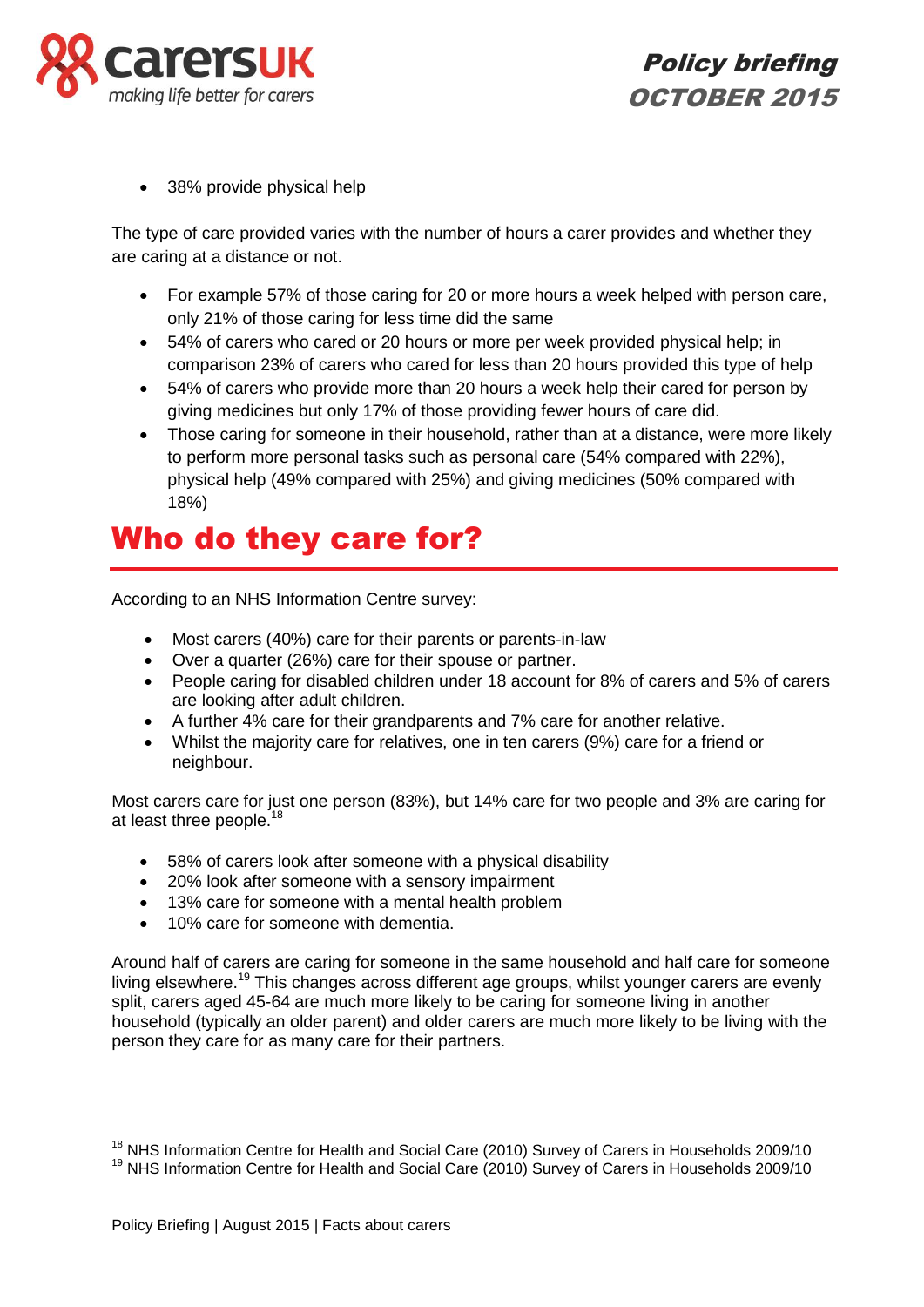- 38% provide physical help

The type of care provided varies with the number of hours a carer provides and whether they are caring at a distance or not.

- For example 57% of those caring for 20 or more hours a week helped with person care, only 21% of those caring for less time did the same
- 54% of carers who cared or 20 hours or more per week provided physical help; in comparison 23% of carers who cared for less than 20 hours provided this type of help
- 54% of carers who provide more than 20 hours a week help their cared for person by giving medicines but only 17% of those providing fewer hours of care did.
- Those caring for someone in their household, rather than at a distance, were more likely to perform more personal tasks such as personal care (54% compared with 22%), physical help (49% compared with 25%) and giving medicines (50% compared with 18%)

## Who do they care for?

According to an NHS Information Centre survey:

- Most carers (40%) care for their parents or parents-in-law
- Over a quarter (26%) care for their spouse or partner.
- People caring for disabled children under 18 account for 8% of carers and 5% of carers are looking after adult children.
- A further 4% care for their grandparents and 7% care for another relative.
- Whilst the majority care for relatives, one in ten carers (9%) care for a friend or neighbour.

Most carers care for just one person (83%), but 14% care for two people and 3% are caring for at least three people.[18]

- 58% of carers look after someone with a physical disability
- 20% look after someone with a sensory impairment
- 13% care for someone with a mental health problem
- 10% care for someone with dementia.

Around half of carers are caring for someone in the same household and half care for someone living elsewhere.[19] This changes across different age groups, whilst younger carers are evenly split, carers aged 45-64 are much more likely to be caring for someone living in another household (typically an older parent) and older carers are much more likely to be living with the person they care for as many care for their partners.

---

[18] NHS Information Centre for Health and Social Care (2010) Survey of Carers in Households 2009/10
[19] NHS Information Centre for Health and Social Care (2010) Survey of Carers in Households 2009/10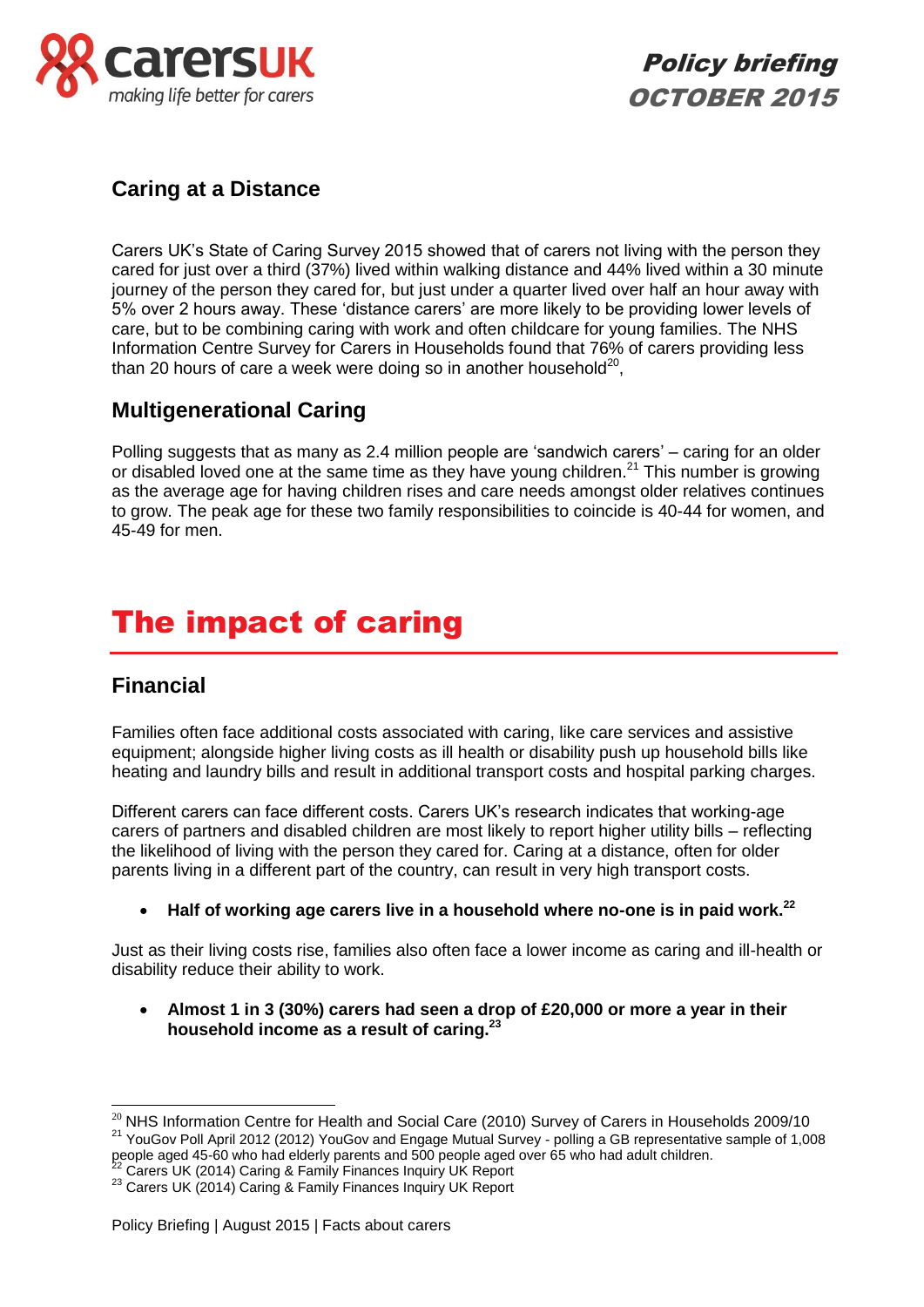## Caring at a Distance

Carers UK's State of Caring Survey 2015 showed that of carers not living with the person they cared for just over a third (37%) lived within walking distance and 44% lived within a 30 minute journey of the person they cared for, but just under a quarter lived over half an hour away with 5% over 2 hours away. These 'distance carers' are more likely to be providing lower levels of care, but to be combining caring with work and often childcare for young families. The NHS Information Centre Survey for Carers in Households found that 76% of carers providing less than 20 hours of care a week were doing so in another household[20],

## Multigenerational Caring

Polling suggests that as many as 2.4 million people are 'sandwich carers' – caring for an older or disabled loved one at the same time as they have young children.[21] This number is growing as the average age for having children rises and care needs amongst older relatives continues to grow. The peak age for these two family responsibilities to coincide is 40-44 for women, and 45-49 for men.

# The impact of caring

## Financial

Families often face additional costs associated with caring, like care services and assistive equipment; alongside higher living costs as ill health or disability push up household bills like heating and laundry bills and result in additional transport costs and hospital parking charges.

Different carers can face different costs. Carers UK's research indicates that working-age carers of partners and disabled children are most likely to report higher utility bills – reflecting the likelihood of living with the person they cared for. Caring at a distance, often for older parents living in a different part of the country, can result in very high transport costs.

- **Half of working age carers live in a household where no-one is in paid work.[22]**

Just as their living costs rise, families also often face a lower income as caring and ill-health or disability reduce their ability to work.

- **Almost 1 in 3 (30%) carers had seen a drop of £20,000 or more a year in their household income as a result of caring.[23]**

[20] NHS Information Centre for Health and Social Care (2010) Survey of Carers in Households 2009/10
[21] YouGov Poll April 2012 (2012) YouGov and Engage Mutual Survey - polling a GB representative sample of 1,008 people aged 45-60 who had elderly parents and 500 people aged over 65 who had adult children.
[22] Carers UK (2014) Caring & Family Finances Inquiry UK Report
[23] Carers UK (2014) Caring & Family Finances Inquiry UK Report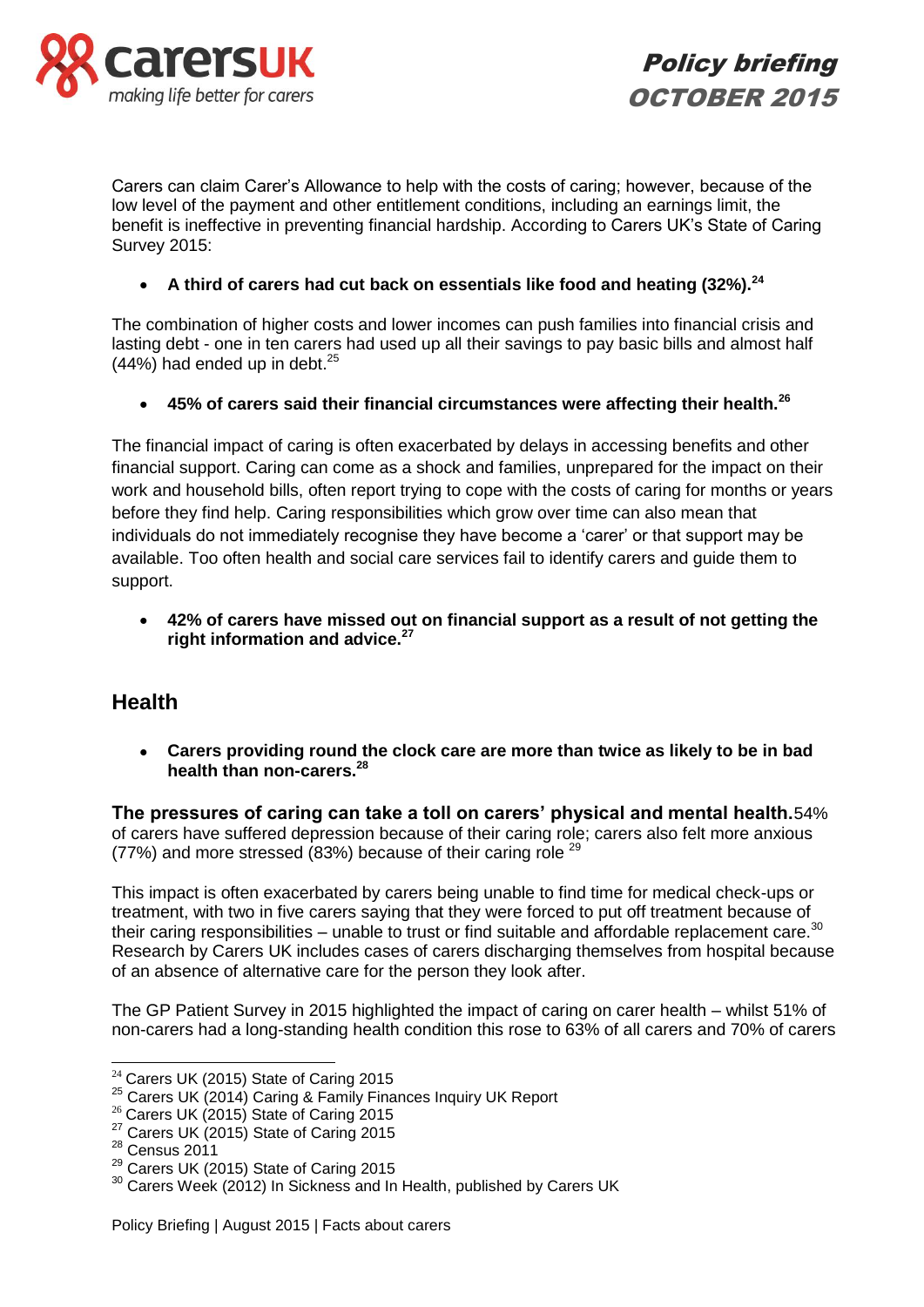Carers can claim Carer's Allowance to help with the costs of caring; however, because of the low level of the payment and other entitlement conditions, including an earnings limit, the benefit is ineffective in preventing financial hardship. According to Carers UK's State of Caring Survey 2015:

- **A third of carers had cut back on essentials like food and heating (32%).[24]**

The combination of higher costs and lower incomes can push families into financial crisis and lasting debt - one in ten carers had used up all their savings to pay basic bills and almost half (44%) had ended up in debt.[25]

- **45% of carers said their financial circumstances were affecting their health.[26]**

The financial impact of caring is often exacerbated by delays in accessing benefits and other financial support. Caring can come as a shock and families, unprepared for the impact on their work and household bills, often report trying to cope with the costs of caring for months or years before they find help. Caring responsibilities which grow over time can also mean that individuals do not immediately recognise they have become a 'carer' or that support may be available. Too often health and social care services fail to identify carers and guide them to support.

- **42% of carers have missed out on financial support as a result of not getting the right information and advice.[27]**

## Health

- **Carers providing round the clock care are more than twice as likely to be in bad health than non-carers.[28]**

**The pressures of caring can take a toll on carers' physical and mental health.** 54% of carers have suffered depression because of their caring role; carers also felt more anxious (77%) and more stressed (83%) because of their caring role [29]

This impact is often exacerbated by carers being unable to find time for medical check-ups or treatment, with two in five carers saying that they were forced to put off treatment because of their caring responsibilities – unable to trust or find suitable and affordable replacement care.[30] Research by Carers UK includes cases of carers discharging themselves from hospital because of an absence of alternative care for the person they look after.

The GP Patient Survey in 2015 highlighted the impact of caring on carer health – whilst 51% of non-carers had a long-standing health condition this rose to 63% of all carers and 70% of carers

---

[24] Carers UK (2015) State of Caring 2015
[25] Carers UK (2014) Caring & Family Finances Inquiry UK Report
[26] Carers UK (2015) State of Caring 2015
[27] Carers UK (2015) State of Caring 2015
[28] Census 2011
[29] Carers UK (2015) State of Caring 2015
[30] Carers Week (2012) In Sickness and In Health, published by Carers UK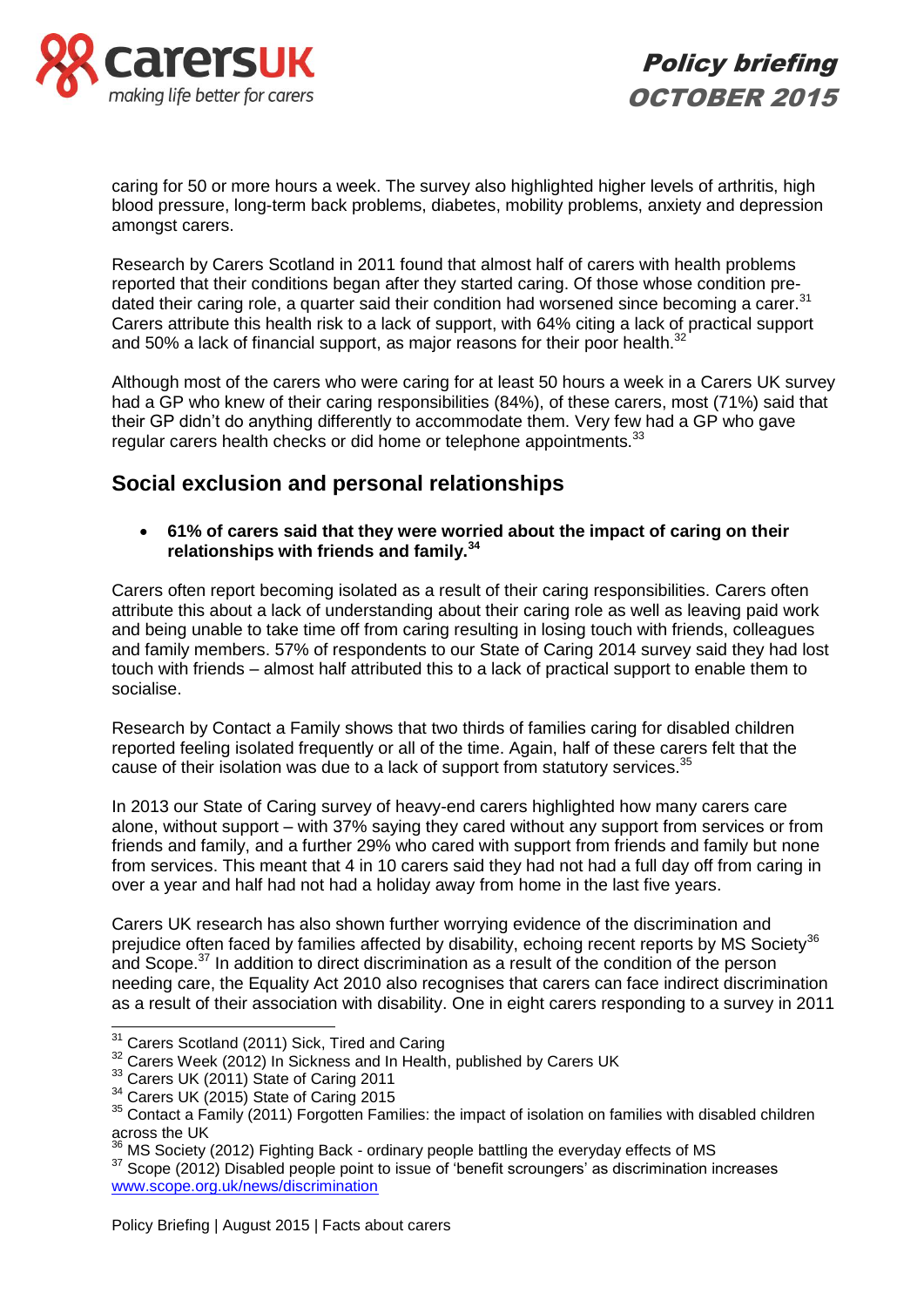caring for 50 or more hours a week. The survey also highlighted higher levels of arthritis, high blood pressure, long-term back problems, diabetes, mobility problems, anxiety and depression amongst carers.

Research by Carers Scotland in 2011 found that almost half of carers with health problems reported that their conditions began after they started caring. Of those whose condition pre-dated their caring role, a quarter said their condition had worsened since becoming a carer.[31] Carers attribute this health risk to a lack of support, with 64% citing a lack of practical support and 50% a lack of financial support, as major reasons for their poor health.[32]

Although most of the carers who were caring for at least 50 hours a week in a Carers UK survey had a GP who knew of their caring responsibilities (84%), of these carers, most (71%) said that their GP didn't do anything differently to accommodate them. Very few had a GP who gave regular carers health checks or did home or telephone appointments.[33]

## Social exclusion and personal relationships

- **61% of carers said that they were worried about the impact of caring on their relationships with friends and family.[34]**

Carers often report becoming isolated as a result of their caring responsibilities. Carers often attribute this about a lack of understanding about their caring role as well as leaving paid work and being unable to take time off from caring resulting in losing touch with friends, colleagues and family members. 57% of respondents to our State of Caring 2014 survey said they had lost touch with friends – almost half attributed this to a lack of practical support to enable them to socialise.

Research by Contact a Family shows that two thirds of families caring for disabled children reported feeling isolated frequently or all of the time. Again, half of these carers felt that the cause of their isolation was due to a lack of support from statutory services.[35]

In 2013 our State of Caring survey of heavy-end carers highlighted how many carers care alone, without support – with 37% saying they cared without any support from services or from friends and family, and a further 29% who cared with support from friends and family but none from services. This meant that 4 in 10 carers said they had not had a full day off from caring in over a year and half had not had a holiday away from home in the last five years.

Carers UK research has also shown further worrying evidence of the discrimination and prejudice often faced by families affected by disability, echoing recent reports by MS Society[36] and Scope.[37] In addition to direct discrimination as a result of the condition of the person needing care, the Equality Act 2010 also recognises that carers can face indirect discrimination as a result of their association with disability. One in eight carers responding to a survey in 2011

---

[31] Carers Scotland (2011) Sick, Tired and Caring

[32] Carers Week (2012) In Sickness and In Health, published by Carers UK

[33] Carers UK (2011) State of Caring 2011

[34] Carers UK (2015) State of Caring 2015

[35] Contact a Family (2011) Forgotten Families: the impact of isolation on families with disabled children across the UK

[36] MS Society (2012) Fighting Back - ordinary people battling the everyday effects of MS

[37] Scope (2012) Disabled people point to issue of 'benefit scroungers' as discrimination increases www.scope.org.uk/news/discrimination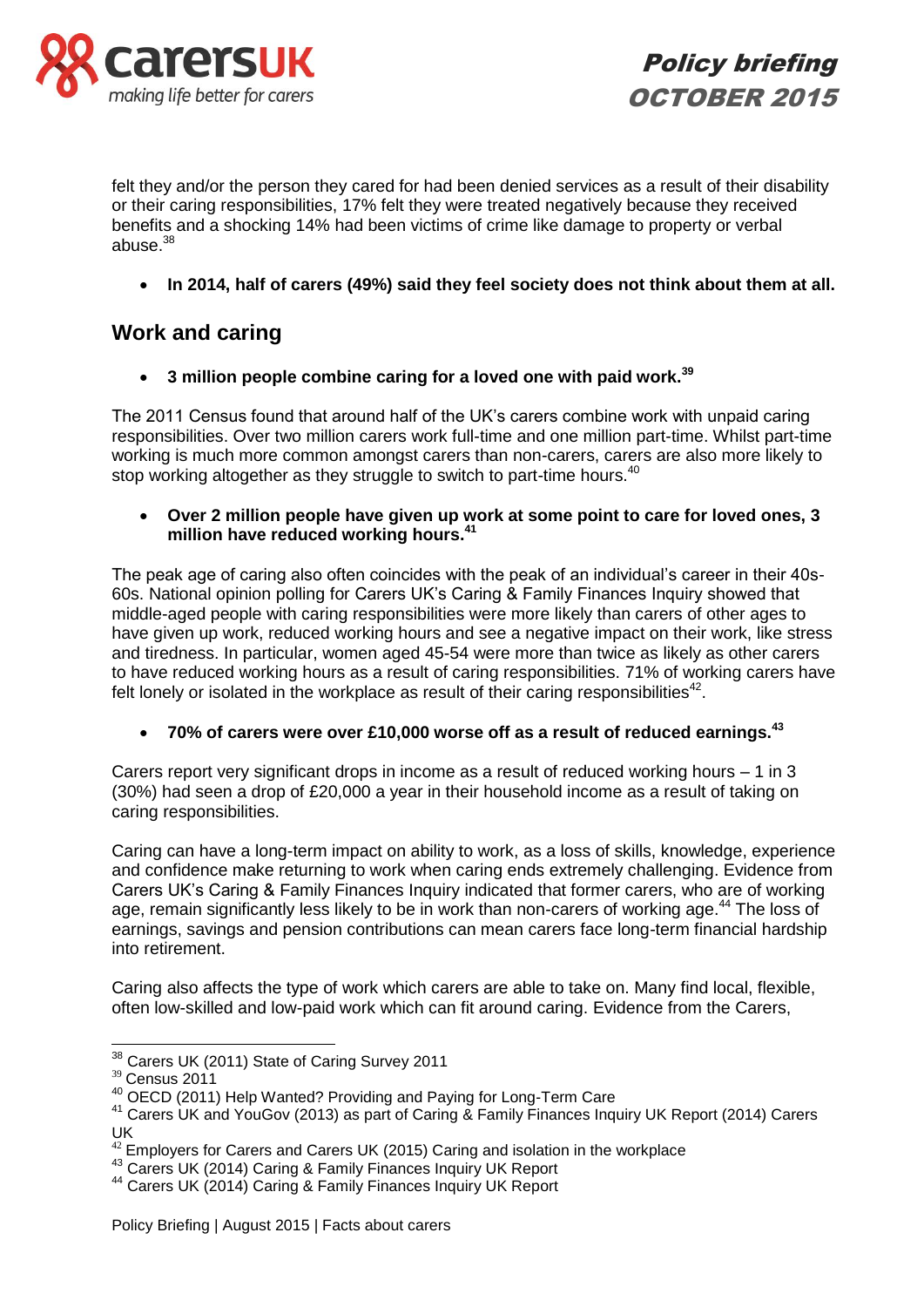felt they and/or the person they cared for had been denied services as a result of their disability or their caring responsibilities, 17% felt they were treated negatively because they received benefits and a shocking 14% had been victims of crime like damage to property or verbal abuse.[38]

- **In 2014, half of carers (49%) said they feel society does not think about them at all.**

## Work and caring

- **3 million people combine caring for a loved one with paid work.[39]**

The 2011 Census found that around half of the UK's carers combine work with unpaid caring responsibilities. Over two million carers work full-time and one million part-time. Whilst part-time working is much more common amongst carers than non-carers, carers are also more likely to stop working altogether as they struggle to switch to part-time hours.[40]

- **Over 2 million people have given up work at some point to care for loved ones, 3 million have reduced working hours.[41]**

The peak age of caring also often coincides with the peak of an individual's career in their 40s-60s. National opinion polling for Carers UK's Caring & Family Finances Inquiry showed that middle-aged people with caring responsibilities were more likely than carers of other ages to have given up work, reduced working hours and see a negative impact on their work, like stress and tiredness. In particular, women aged 45-54 were more than twice as likely as other carers to have reduced working hours as a result of caring responsibilities. 71% of working carers have felt lonely or isolated in the workplace as result of their caring responsibilities[42].

- **70% of carers were over £10,000 worse off as a result of reduced earnings.[43]**

Carers report very significant drops in income as a result of reduced working hours – 1 in 3 (30%) had seen a drop of £20,000 a year in their household income as a result of taking on caring responsibilities.

Caring can have a long-term impact on ability to work, as a loss of skills, knowledge, experience and confidence make returning to work when caring ends extremely challenging. Evidence from Carers UK's Caring & Family Finances Inquiry indicated that former carers, who are of working age, remain significantly less likely to be in work than non-carers of working age.[44] The loss of earnings, savings and pension contributions can mean carers face long-term financial hardship into retirement.

Caring also affects the type of work which carers are able to take on. Many find local, flexible, often low-skilled and low-paid work which can fit around caring. Evidence from the Carers,

---

[38] Carers UK (2011) State of Caring Survey 2011
[39] Census 2011
[40] OECD (2011) Help Wanted? Providing and Paying for Long-Term Care
[41] Carers UK and YouGov (2013) as part of Caring & Family Finances Inquiry UK Report (2014) Carers UK
[42] Employers for Carers and Carers UK (2015) Caring and isolation in the workplace
[43] Carers UK (2014) Caring & Family Finances Inquiry UK Report
[44] Carers UK (2014) Caring & Family Finances Inquiry UK Report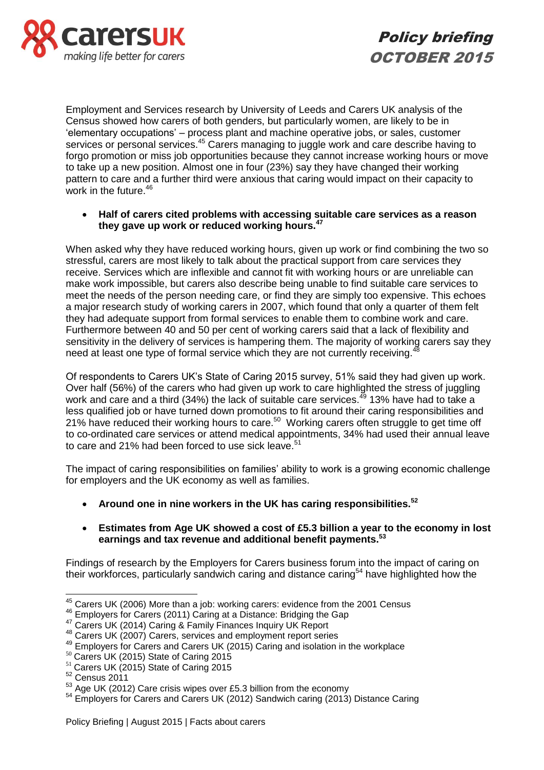Employment and Services research by University of Leeds and Carers UK analysis of the Census showed how carers of both genders, but particularly women, are likely to be in 'elementary occupations' – process plant and machine operative jobs, or sales, customer services or personal services.[45] Carers managing to juggle work and care describe having to forgo promotion or miss job opportunities because they cannot increase working hours or move to take up a new position. Almost one in four (23%) say they have changed their working pattern to care and a further third were anxious that caring would impact on their capacity to work in the future.[46]

- **Half of carers cited problems with accessing suitable care services as a reason they gave up work or reduced working hours.[47]**

When asked why they have reduced working hours, given up work or find combining the two so stressful, carers are most likely to talk about the practical support from care services they receive. Services which are inflexible and cannot fit with working hours or are unreliable can make work impossible, but carers also describe being unable to find suitable care services to meet the needs of the person needing care, or find they are simply too expensive. This echoes a major research study of working carers in 2007, which found that only a quarter of them felt they had adequate support from formal services to enable them to combine work and care. Furthermore between 40 and 50 per cent of working carers said that a lack of flexibility and sensitivity in the delivery of services is hampering them. The majority of working carers say they need at least one type of formal service which they are not currently receiving.[48]

Of respondents to Carers UK's State of Caring 2015 survey, 51% said they had given up work. Over half (56%) of the carers who had given up work to care highlighted the stress of juggling work and care and a third (34%) the lack of suitable care services.[49] 13% have had to take a less qualified job or have turned down promotions to fit around their caring responsibilities and 21% have reduced their working hours to care.[50] Working carers often struggle to get time off to co-ordinated care services or attend medical appointments, 34% had used their annual leave to care and 21% had been forced to use sick leave.[51]

The impact of caring responsibilities on families' ability to work is a growing economic challenge for employers and the UK economy as well as families.

- **Around one in nine workers in the UK has caring responsibilities.[52]**
- **Estimates from Age UK showed a cost of £5.3 billion a year to the economy in lost earnings and tax revenue and additional benefit payments.[53]**

Findings of research by the Employers for Carers business forum into the impact of caring on their workforces, particularly sandwich caring and distance caring[54] have highlighted how the

---

[45] Carers UK (2006) More than a job: working carers: evidence from the 2001 Census
[46] Employers for Carers (2011) Caring at a Distance: Bridging the Gap
[47] Carers UK (2014) Caring & Family Finances Inquiry UK Report
[48] Carers UK (2007) Carers, services and employment report series
[49] Employers for Carers and Carers UK (2015) Caring and isolation in the workplace
[50] Carers UK (2015) State of Caring 2015
[51] Carers UK (2015) State of Caring 2015
[52] Census 2011
[53] Age UK (2012) Care crisis wipes over £5.3 billion from the economy
[54] Employers for Carers and Carers UK (2012) Sandwich caring (2013) Distance Caring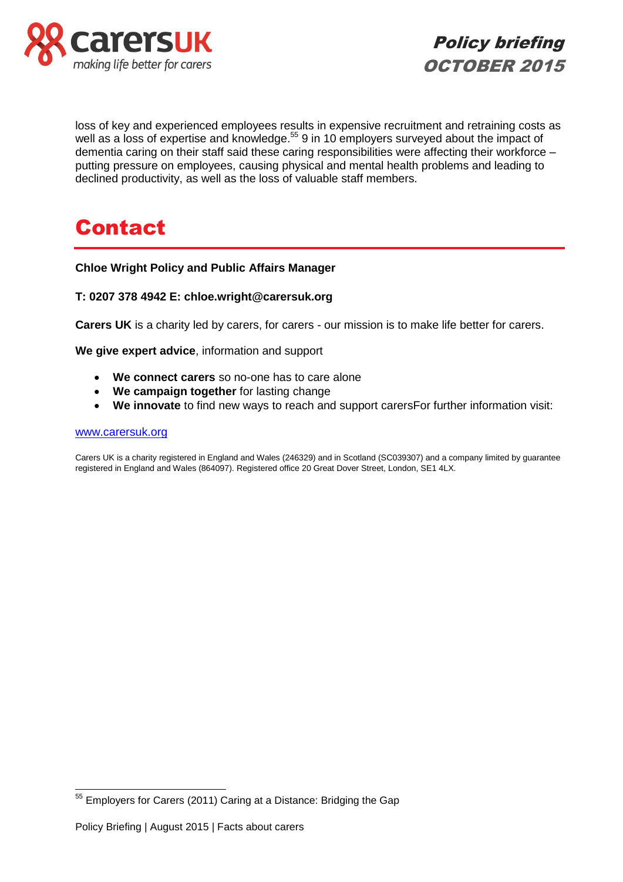loss of key and experienced employees results in expensive recruitment and retraining costs as well as a loss of expertise and knowledge.[55] 9 in 10 employers surveyed about the impact of dementia caring on their staff said these caring responsibilities were affecting their workforce – putting pressure on employees, causing physical and mental health problems and leading to declined productivity, as well as the loss of valuable staff members.

# Contact

**Chloe Wright Policy and Public Affairs Manager**

**T: 0207 378 4942 E: chloe.wright@carersuk.org**

**Carers UK** is a charity led by carers, for carers - our mission is to make life better for carers.

**We give expert advice**, information and support

- **We connect carers** so no-one has to care alone
- **We campaign together** for lasting change
- **We innovate** to find new ways to reach and support carersFor further information visit:

www.carersuk.org

Carers UK is a charity registered in England and Wales (246329) and in Scotland (SC039307) and a company limited by guarantee registered in England and Wales (864097). Registered office 20 Great Dover Street, London, SE1 4LX.

[55] Employers for Carers (2011) Caring at a Distance: Bridging the Gap